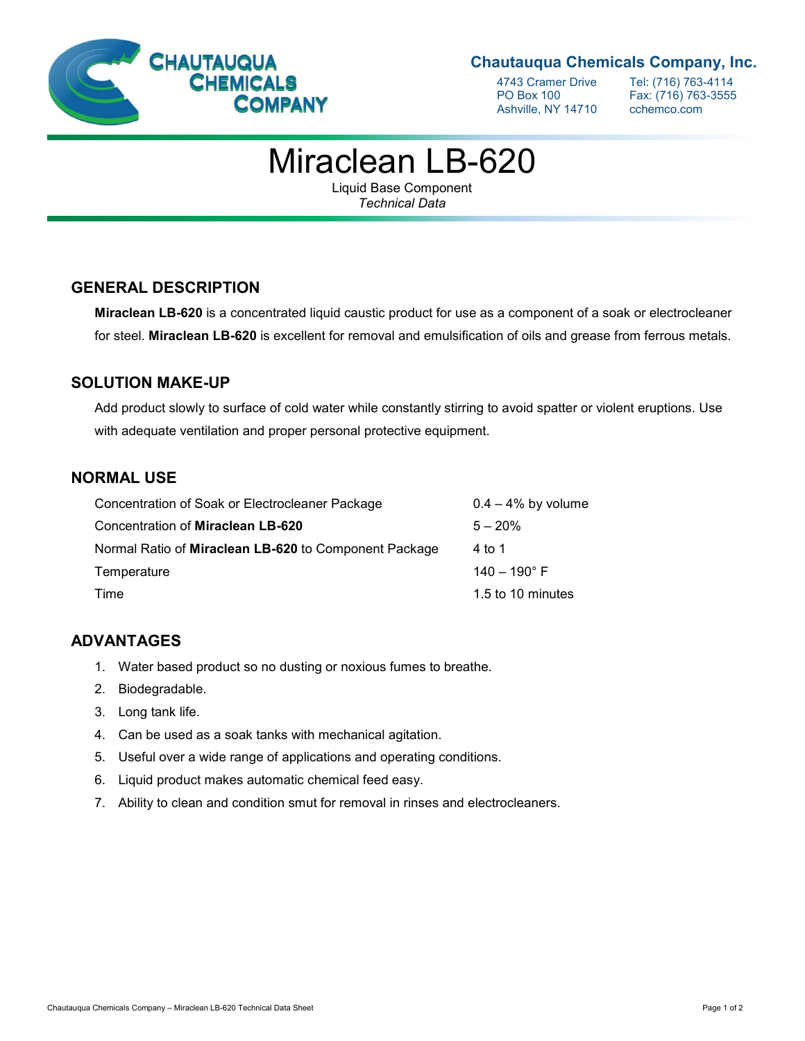**Chautauqua Chemicals Company, Inc.**

4743 Cramer Drive
PO Box 100
Ashville, NY 14710

Tel: (716) 763-4114
Fax: (716) 763-3555
cchemco.com

# Miraclean LB-620

Liquid Base Component
*Technical Data*

## GENERAL DESCRIPTION

**Miraclean LB-620** is a concentrated liquid caustic product for use as a component of a soak or electrocleaner for steel. **Miraclean LB-620** is excellent for removal and emulsification of oils and grease from ferrous metals.

## SOLUTION MAKE-UP

Add product slowly to surface of cold water while constantly stirring to avoid spatter or violent eruptions. Use with adequate ventilation and proper personal protective equipment.

## NORMAL USE

| | |
|---|---|
| Concentration of Soak or Electrocleaner Package | 0.4 – 4% by volume |
| Concentration of **Miraclean LB-620** | 5 – 20% |
| Normal Ratio of **Miraclean LB-620** to Component Package | 4 to 1 |
| Temperature | 140 – 190° F |
| Time | 1.5 to 10 minutes |

## ADVANTAGES

1. Water based product so no dusting or noxious fumes to breathe.
2. Biodegradable.
3. Long tank life.
4. Can be used as a soak tanks with mechanical agitation.
5. Useful over a wide range of applications and operating conditions.
6. Liquid product makes automatic chemical feed easy.
7. Ability to clean and condition smut for removal in rinses and electrocleaners.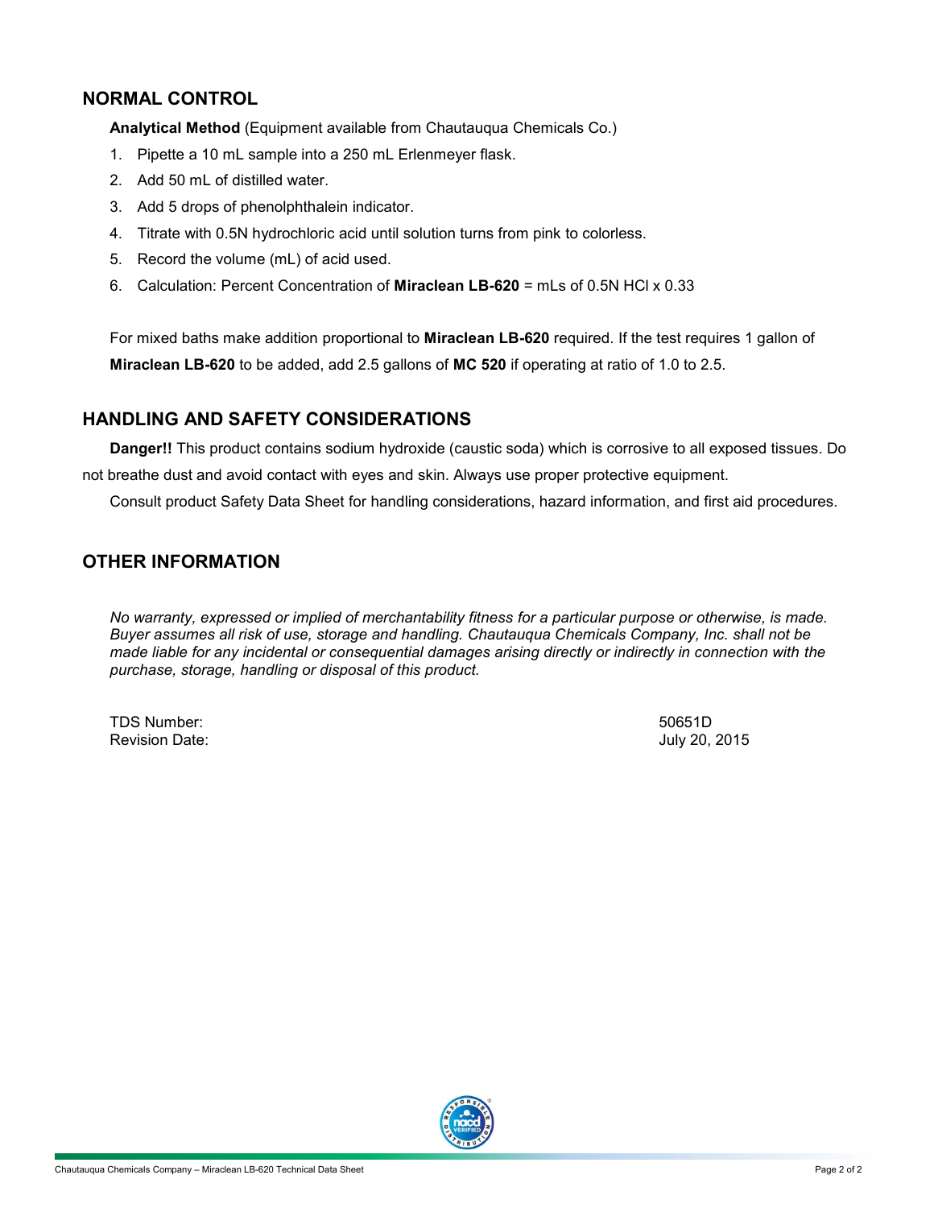## NORMAL CONTROL

**Analytical Method** (Equipment available from Chautauqua Chemicals Co.)

1. Pipette a 10 mL sample into a 250 mL Erlenmeyer flask.
2. Add 50 mL of distilled water.
3. Add 5 drops of phenolphthalein indicator.
4. Titrate with 0.5N hydrochloric acid until solution turns from pink to colorless.
5. Record the volume (mL) of acid used.
6. Calculation: Percent Concentration of **Miraclean LB-620** = mLs of 0.5N HCl x 0.33

For mixed baths make addition proportional to **Miraclean LB-620** required. If the test requires 1 gallon of **Miraclean LB-620** to be added, add 2.5 gallons of **MC 520** if operating at ratio of 1.0 to 2.5.

## HANDLING AND SAFETY CONSIDERATIONS

**Danger!!** This product contains sodium hydroxide (caustic soda) which is corrosive to all exposed tissues. Do not breathe dust and avoid contact with eyes and skin. Always use proper protective equipment.

Consult product Safety Data Sheet for handling considerations, hazard information, and first aid procedures.

## OTHER INFORMATION

*No warranty, expressed or implied of merchantability fitness for a particular purpose or otherwise, is made. Buyer assumes all risk of use, storage and handling. Chautauqua Chemicals Company, Inc. shall not be made liable for any incidental or consequential damages arising directly or indirectly in connection with the purchase, storage, handling or disposal of this product.*

| | |
|---|---|
| TDS Number: | 50651D |
| Revision Date: | July 20, 2015 |